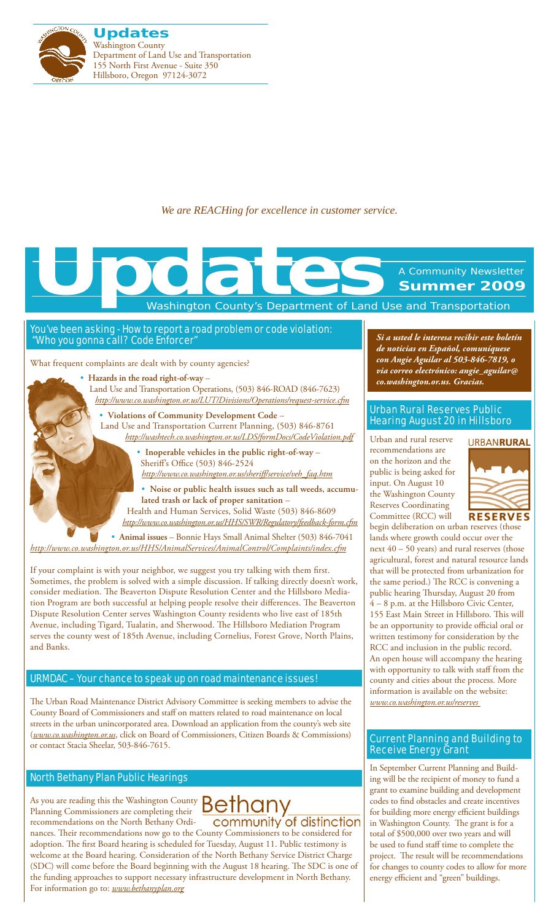# Updates

Washington County
Department of Land Use and Transportation
155 North First Avenue - Suite 350
Hillsboro, Oregon 97124-3072

*We are REACHing for excellence in customer service.*

# Updates

A Community Newsletter
**Summer 2009**

Washington County's Department of Land Use and Transportation

## You've been asking - How to report a road problem or code violation: "Who you gonna call? Code Enforcer"

What frequent complaints are dealt with by county agencies?

- **Hazards in the road right-of-way** – Land Use and Transportation Operations, (503) 846-ROAD (846-7623) *http://www.co.washington.or.us/LUT/Divisions/Operations/request-service.cfm*
- **Violations of Community Development Code** – Land Use and Transportation Current Planning, (503) 846-8761 *http://washtech.co.washington.or.us/LDS/formDocs/CodeViolation.pdf*
- **Inoperable vehicles in the public right-of-way** – Sheriff's Office (503) 846-2524 *http://www.co.washington.or.us/sheriff/service/veh_faq.htm*
- **Noise or public health issues such as tall weeds, accumulated trash or lack of proper sanitation** – Health and Human Services, Solid Waste (503) 846-8609 *http://www.co.washington.or.us/HHS/SWR/Regulatory/feedback-form.cfm*
- **Animal issues** – Bonnie Hays Small Animal Shelter (503) 846-7041 *http://www.co.washington.or.us/HHS/AnimalServices/AnimalControl/Complaints/index.cfm*

If your complaint is with your neighbor, we suggest you try talking with them first. Sometimes, the problem is solved with a simple discussion. If talking directly doesn't work, consider mediation. The Beaverton Dispute Resolution Center and the Hillsboro Mediation Program are both successful at helping people resolve their differences. The Beaverton Dispute Resolution Center serves Washington County residents who live east of 185th Avenue, including Tigard, Tualatin, and Sherwood. The Hillsboro Mediation Program serves the county west of 185th Avenue, including Cornelius, Forest Grove, North Plains, and Banks.

## URMDAC – Your chance to speak up on road maintenance issues!

The Urban Road Maintenance District Advisory Committee is seeking members to advise the County Board of Commissioners and staff on matters related to road maintenance on local streets in the urban unincorporated area. Download an application from the county's web site (*www.co.washington.or.us*, click on Board of Commissioners, Citizen Boards & Commissions) or contact Stacia Sheelar, 503-846-7615.

## North Bethany Plan Public Hearings

Bethany
community of distinction

As you are reading this the Washington County Planning Commissioners are completing their recommendations on the North Bethany Ordinances. Their recommendations now go to the County Commissioners to be considered for adoption. The first Board hearing is scheduled for Tuesday, August 11. Public testimony is welcome at the Board hearing. Consideration of the North Bethany Service District Charge (SDC) will come before the Board beginning with the August 18 hearing. The SDC is one of the funding approaches to support necessary infrastructure development in North Bethany. For information go to: *www.bethanyplan.org*

***Si a usted le interesa recibir este boletín de noticias en Español, comuníquese con Angie Aguilar al 503-846-7819, o via correo electrónico: angie_aguilar@co.washington.or.us. Gracias.***

## Urban Rural Reserves Public Hearing August 20 in Hillsboro

URBAN**RURAL** RESERVES

Urban and rural reserve recommendations are on the horizon and the public is being asked for input. On August 10 the Washington County Reserves Coordinating Committee (RCC) will begin deliberation on urban reserves (those lands where growth could occur over the next 40 – 50 years) and rural reserves (those agricultural, forest and natural resource lands that will be protected from urbanization for the same period.) The RCC is convening a public hearing Thursday, August 20 from 4 – 8 p.m. at the Hillsboro Civic Center, 155 East Main Street in Hillsboro. This will be an opportunity to provide official oral or written testimony for consideration by the RCC and inclusion in the public record. An open house will accompany the hearing with opportunity to talk with staff from the county and cities about the process. More information is available on the website: *www.co.washington.or.us/reserves*

## Current Planning and Building to Receive Energy Grant

In September Current Planning and Building will be the recipient of money to fund a grant to examine building and development codes to find obstacles and create incentives for building more energy efficient buildings in Washington County. The grant is for a total of $500,000 over two years and will be used to fund staff time to complete the project. The result will be recommendations for changes to county codes to allow for more energy efficient and "green" buildings.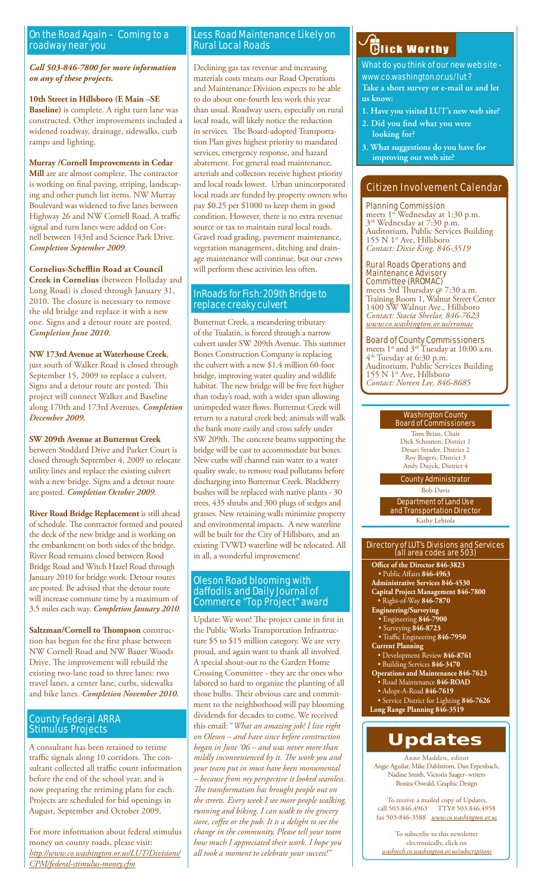## On the Road Again – Coming to a roadway near you

***Call 503-846-7800 for more information on any of these projects.***

**10th Street in Hillsboro (E Main –SE Baseline)** is complete. A right turn lane was constructed. Other improvements included a widened roadway, drainage, sidewalks, curb ramps and lighting.

**Murray /Cornell Improvements in Cedar Mill** are are almost complete. The contractor is working on final paving, striping, landscaping and other punch list items. NW Murray Boulevard was widened to five lanes between Highway 26 and NW Cornell Road. A traffic signal and turn lanes were added on Cornell between 143rd and Science Park Drive. ***Completion September 2009.***

**Cornelius-Schefflin Road at Council Creek in Cornelius** (between Holladay and Long Road) is closed through January 31, 2010. The closure is necessary to remove the old bridge and replace it with a new one. Signs and a detour route are posted. ***Completion June 2010.***

**NW 173rd Avenue at Waterhouse Creek**, just south of Walker Road is closed through September 15, 2009 to replace a culvert. Signs and a detour route are posted. This project will connect Walker and Baseline along 170th and 173rd Avenues. ***Completion December 2009.***

**SW 209th Avenue at Butternut Creek** between Stoddard Drive and Parker Court is closed through September 4, 2009 to relocate utility lines and replace the existing culvert with a new bridge. Signs and a detour route are posted. ***Completion October 2009.***

**River Road Bridge Replacement** is still ahead of schedule. The contractor formed and poured the deck of the new bridge and is working on the embankment on both sides of the bridge. River Road remains closed between Rood Bridge Road and Witch Hazel Road through January 2010 for bridge work. Detour routes are posted. Be advised that the detour route will increase commute time by a maximum of 3.5 miles each way. ***Completion January 2010.***

**Saltzman/Cornell to Thompson** construction has begun for the first phase between NW Cornell Road and NW Bauer Woods Drive. The improvement will rebuild the existing two-lane road to three lanes: two travel lanes, a center lane, curbs, sidewalks and bike lanes. ***Completion November 2010.***

## County Federal ARRA Stimulus Projects

A consultant has been retained to retime traffic signals along 10 corridors. The consultant collected all traffic count information before the end of the school year, and is now preparing the retiming plans for each. Projects are scheduled for bid openings in August, September and October 2009.

For more information about federal stimulus money on county roads, please visit: *http://www.co.washington.or.us/LUT/Divisions/CPM/federal-stimulus-money.cfm*

## Less Road Maintenance Likely on Rural Local Roads

Declining gas tax revenue and increasing materials costs means our Road Operations and Maintenance Division expects to be able to do about one-fourth less work this year than usual. Roadway users, especially on rural local roads, will likely notice the reduction in services. The Board-adopted Transportation Plan gives highest priority to mandated services, emergency response, and hazard abatement. For general road maintenance, arterials and collectors receive highest priority and local roads lowest. Urban unincorporated local roads are funded by property owners who pay $0.25 per $1000 to keep them in good condition. However, there is no extra revenue source or tax to maintain rural local roads. Gravel road grading, pavement maintenance, vegetation management, ditching and drainage maintenance will continue, but our crews will perform these activities less often.

## InRoads for Fish: 209th Bridge to replace creaky culvert

Butternut Creek, a meandering tributary of the Tualatin, is forced through a narrow culvert under SW 209th Avenue. This summer Bones Construction Company is replacing the culvert with a new $1.4 million 60-foot bridge, improving water quality and wildlife habitat. The new bridge will be five feet higher than today's road, with a wider span allowing unimpeded water flows. Butternut Creek will return to a natural creek bed; animals will walk the bank more easily and cross safely under SW 209th. The concrete beams supporting the bridge will be cast to accommodate bat boxes. New curbs will channel rain water to a water quality swale, to remove road pollutants before discharging into Butternut Creek. Blackberry bushes will be replaced with native plants - 30 trees, 435 shrubs and 300 plugs of sedges and grasses. New retaining walls minimize property and environmental impacts. A new waterline will be built for the City of Hillsboro, and an existing TVWD waterline will be relocated. All in all, a wonderful improvement!

## Oleson Road blooming with daffodils and Daily Journal of Commerce "Top Project" award

Update: We won! The project came in first in the Public Works Transportation Infrastructure $5 to $15 million category. We are very proud, and again want to thank all involved. A special shout-out to the Garden Home Crossing Committee - they are the ones who labored so hard to organize the planting of all those bulbs. Their obvious care and commitment to the neighborhood will pay blooming dividends for decades to come. We received this email: "*What an amazing job! I live right on Oleson – and have since before construction began in June '06 – and was never more than mildly inconvenienced by it. The work you and your team put in must have been monumental – because from my perspective it looked seamless. The transformation has brought people out on the streets. Every week I see more people walking, running and biking. I can walk to the grocery store, coffee or the pub. It is a delight to see the change in the community. Please tell your team how much I appreciated their work. I hope you all took a moment to celebrate your success!*"

## Click Worthy

What do you think of our new web site - www.co.washington.or.us/lut ?
**Take a short survey or e-mail us and let us know:**

1. **Have you visited LUT's new web site?**
2. **Did you find what you were looking for?**
3. **What suggestions do you have for improving our web site?**

## Citizen Involvement Calendar

**Planning Commission**
meets 1st Wednesday at 1:30 p.m.
3rd Wednesday at 7:30 p.m.
Auditorium, Public Services Building
155 N 1st Ave, Hillsboro
*Contact: Dixie King, 846-3519*

**Rural Roads Operations and Maintenance Advisory Committee (RROMAC)**
meets 3rd Thursday @ 7:30 a.m.
Training Room 1, Walnut Street Center
1400 SW Walnut Ave., Hillsboro
*Contact: Stacia Sheelar, 846-7623*
*www.co.washington.or.us/rromac*

**Board of County Commissioners**
meets 1st and 3rd Tuesday at 10:00 a.m.
4th Tuesday at 6:30 p.m.
Auditorium, Public Services Building
155 N 1st Ave, Hillsboro
*Contact: Noreen Lee, 846-8685*

### Washington County Board of Commissioners

Tom Brian, Chair
Dick Schouten, District 1
Desari Strader, District 2
Roy Rogers, District 3
Andy Duyck, District 4

### County Administrator

Bob Davis

### Department of Land Use and Transportation Director

Kathy Lehtola

### Directory of LUT's Divisions and Services (all area codes are 503)

**Office of the Director 846-3823**
- Public Affairs **846-4963**

**Administrative Services 846-4530**
**Capital Project Management 846-7800**
- Right-of-Way **846-7870**

**Engineering/Surveying**
- Engineering **846-7900**
- Surveying **846-8723**
- Traffic Engineering **846-7950**

**Current Planning**
- Development Review **846-8761**
- Building Services **846-3470**

**Operations and Maintenance 846-7623**
- Road Maintenance **846-ROAD**
- Adopt-A-Road **846-7619**
- Service District for Lighting **846-7626**

**Long Range Planning 846-3519**

# Updates

Anne Madden, editor
Angie Aguilar, Mike Dahlstrom, Dan Erpenbach, Nadine Smith, Victoria Saager- writers
Bonita Oswald, Graphic Design

To receive a mailed copy of Updates, call 503.846.4963 TTY# 503.846.4958
fax 503-846-3588 *www.co.washington.or.us*

To subscribe to this newsletter electronically, click on *washtech.co.washington.or.us/subscriptions*